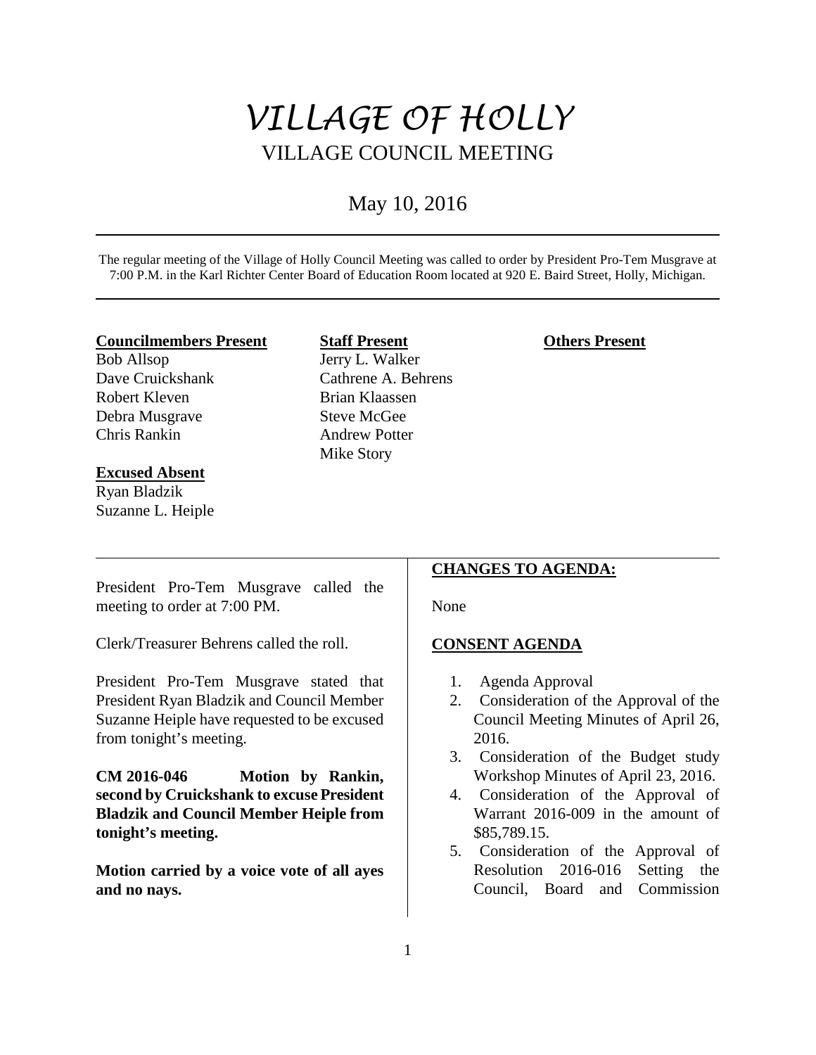# VILLAGE OF HOLLY

## VILLAGE COUNCIL MEETING

May 10, 2016

The regular meeting of the Village of Holly Council Meeting was called to order by President Pro-Tem Musgrave at 7:00 P.M. in the Karl Richter Center Board of Education Room located at 920 E. Baird Street, Holly, Michigan.

**Councilmembers Present**
Bob Allsop
Dave Cruickshank
Robert Kleven
Debra Musgrave
Chris Rankin

**Excused Absent**
Ryan Bladzik
Suzanne L. Heiple

**Staff Present**
Jerry L. Walker
Cathrene A. Behrens
Brian Klaassen
Steve McGee
Andrew Potter
Mike Story

**Others Present**

President Pro-Tem Musgrave called the meeting to order at 7:00 PM.

Clerk/Treasurer Behrens called the roll.

President Pro-Tem Musgrave stated that President Ryan Bladzik and Council Member Suzanne Heiple have requested to be excused from tonight's meeting.

**CM 2016-046 Motion by Rankin, second by Cruickshank to excuse President Bladzik and Council Member Heiple from tonight's meeting.**

**Motion carried by a voice vote of all ayes and no nays.**

**CHANGES TO AGENDA:**

None

**CONSENT AGENDA**

1. Agenda Approval
2. Consideration of the Approval of the Council Meeting Minutes of April 26, 2016.
3. Consideration of the Budget study Workshop Minutes of April 23, 2016.
4. Consideration of the Approval of Warrant 2016-009 in the amount of $85,789.15.
5. Consideration of the Approval of Resolution 2016-016 Setting the Council, Board and Commission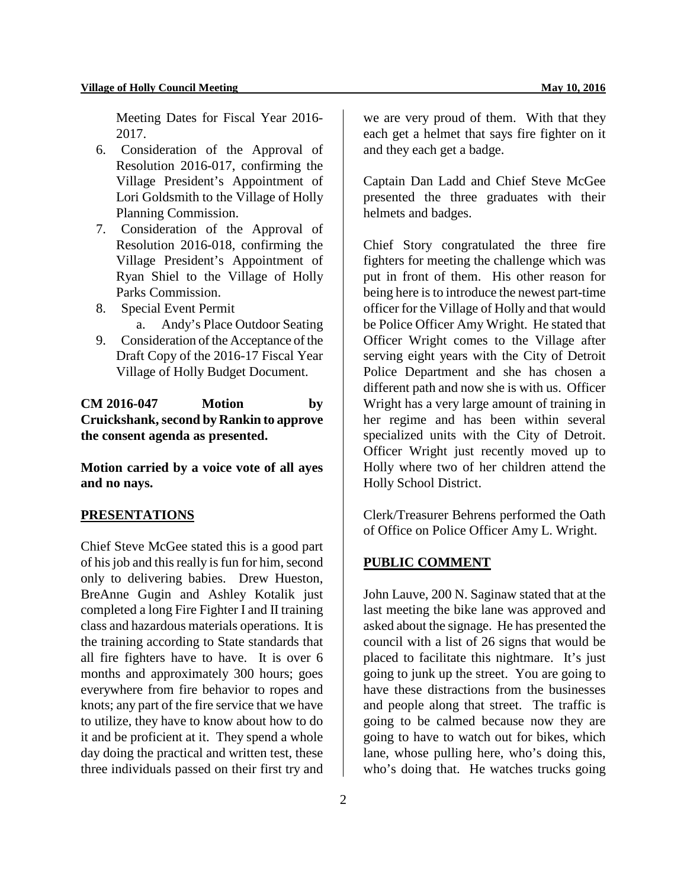Meeting Dates for Fiscal Year 2016-2017.

6. Consideration of the Approval of Resolution 2016-017, confirming the Village President's Appointment of Lori Goldsmith to the Village of Holly Planning Commission.
7. Consideration of the Approval of Resolution 2016-018, confirming the Village President's Appointment of Ryan Shiel to the Village of Holly Parks Commission.
8. Special Event Permit
   a. Andy's Place Outdoor Seating
9. Consideration of the Acceptance of the Draft Copy of the 2016-17 Fiscal Year Village of Holly Budget Document.

**CM 2016-047 Motion by Cruickshank, second by Rankin to approve the consent agenda as presented.**

**Motion carried by a voice vote of all ayes and no nays.**

## PRESENTATIONS

Chief Steve McGee stated this is a good part of his job and this really is fun for him, second only to delivering babies. Drew Hueston, BreAnne Gugin and Ashley Kotalik just completed a long Fire Fighter I and II training class and hazardous materials operations. It is the training according to State standards that all fire fighters have to have. It is over 6 months and approximately 300 hours; goes everywhere from fire behavior to ropes and knots; any part of the fire service that we have to utilize, they have to know about how to do it and be proficient at it. They spend a whole day doing the practical and written test, these three individuals passed on their first try and we are very proud of them. With that they each get a helmet that says fire fighter on it and they each get a badge.

Captain Dan Ladd and Chief Steve McGee presented the three graduates with their helmets and badges.

Chief Story congratulated the three fire fighters for meeting the challenge which was put in front of them. His other reason for being here is to introduce the newest part-time officer for the Village of Holly and that would be Police Officer Amy Wright. He stated that Officer Wright comes to the Village after serving eight years with the City of Detroit Police Department and she has chosen a different path and now she is with us. Officer Wright has a very large amount of training in her regime and has been within several specialized units with the City of Detroit. Officer Wright just recently moved up to Holly where two of her children attend the Holly School District.

Clerk/Treasurer Behrens performed the Oath of Office on Police Officer Amy L. Wright.

## PUBLIC COMMENT

John Lauve, 200 N. Saginaw stated that at the last meeting the bike lane was approved and asked about the signage. He has presented the council with a list of 26 signs that would be placed to facilitate this nightmare. It's just going to junk up the street. You are going to have these distractions from the businesses and people along that street. The traffic is going to be calmed because now they are going to have to watch out for bikes, which lane, whose pulling here, who's doing this, who's doing that. He watches trucks going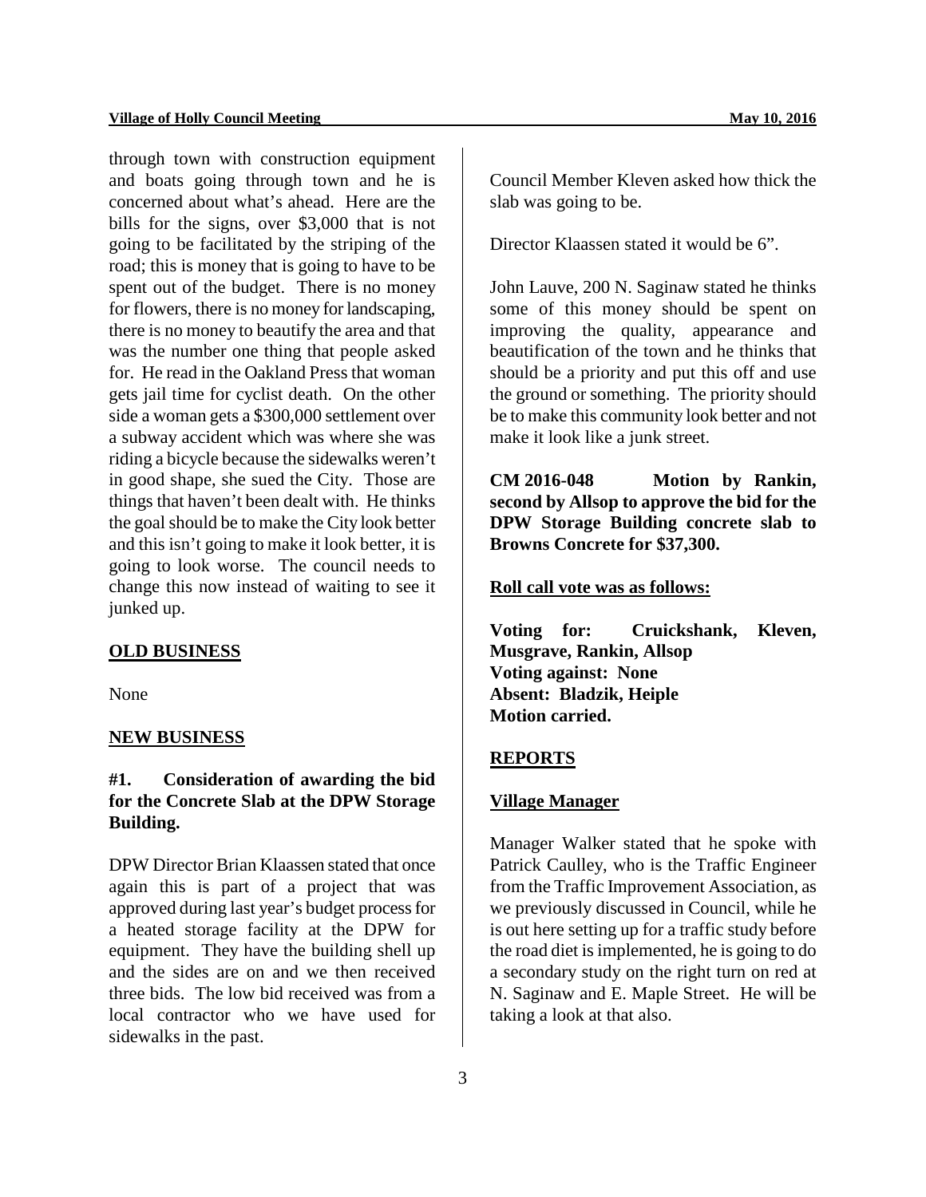through town with construction equipment and boats going through town and he is concerned about what's ahead. Here are the bills for the signs, over $3,000 that is not going to be facilitated by the striping of the road; this is money that is going to have to be spent out of the budget. There is no money for flowers, there is no money for landscaping, there is no money to beautify the area and that was the number one thing that people asked for. He read in the Oakland Press that woman gets jail time for cyclist death. On the other side a woman gets a $300,000 settlement over a subway accident which was where she was riding a bicycle because the sidewalks weren't in good shape, she sued the City. Those are things that haven't been dealt with. He thinks the goal should be to make the City look better and this isn't going to make it look better, it is going to look worse. The council needs to change this now instead of waiting to see it junked up.

## OLD BUSINESS

None

## NEW BUSINESS

**#1. Consideration of awarding the bid for the Concrete Slab at the DPW Storage Building.**

DPW Director Brian Klaassen stated that once again this is part of a project that was approved during last year's budget process for a heated storage facility at the DPW for equipment. They have the building shell up and the sides are on and we then received three bids. The low bid received was from a local contractor who we have used for sidewalks in the past.

Council Member Kleven asked how thick the slab was going to be.

Director Klaassen stated it would be 6".

John Lauve, 200 N. Saginaw stated he thinks some of this money should be spent on improving the quality, appearance and beautification of the town and he thinks that should be a priority and put this off and use the ground or something. The priority should be to make this community look better and not make it look like a junk street.

**CM 2016-048 Motion by Rankin, second by Allsop to approve the bid for the DPW Storage Building concrete slab to Browns Concrete for $37,300.**

**Roll call vote was as follows:**

**Voting for: Cruickshank, Kleven, Musgrave, Rankin, Allsop**
**Voting against: None**
**Absent: Bladzik, Heiple**
**Motion carried.**

## REPORTS

### Village Manager

Manager Walker stated that he spoke with Patrick Caulley, who is the Traffic Engineer from the Traffic Improvement Association, as we previously discussed in Council, while he is out here setting up for a traffic study before the road diet is implemented, he is going to do a secondary study on the right turn on red at N. Saginaw and E. Maple Street. He will be taking a look at that also.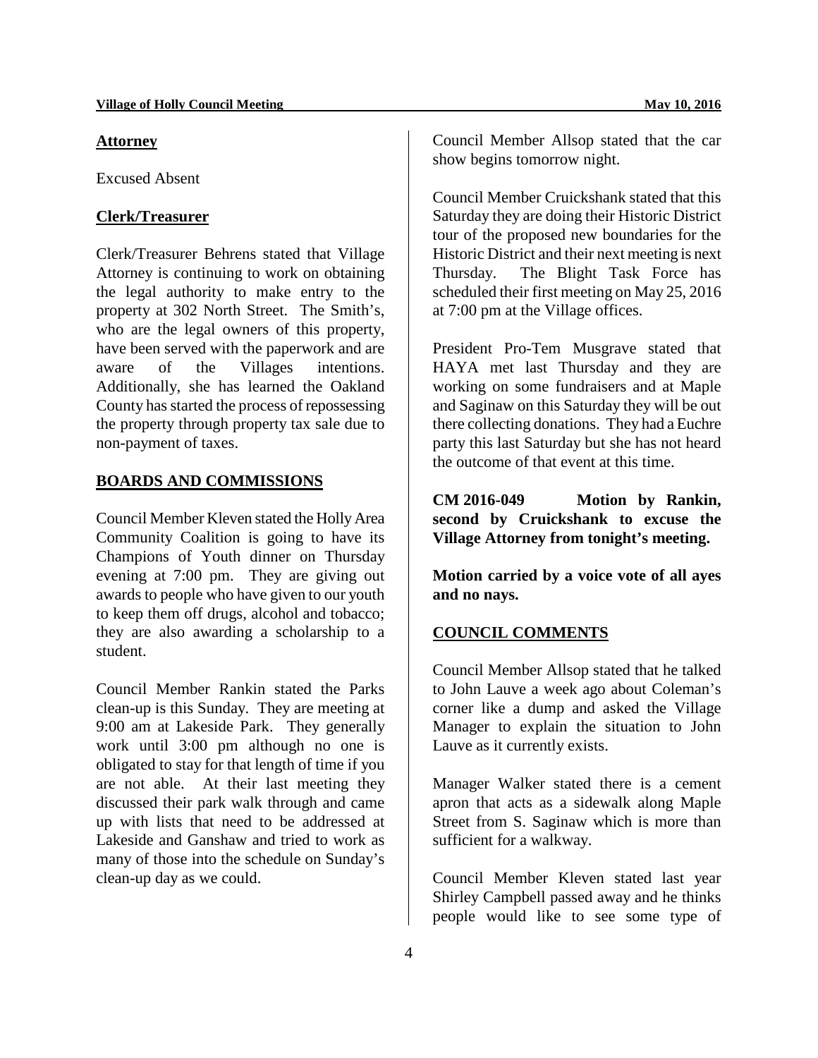## Attorney

Excused Absent

## Clerk/Treasurer

Clerk/Treasurer Behrens stated that Village Attorney is continuing to work on obtaining the legal authority to make entry to the property at 302 North Street. The Smith's, who are the legal owners of this property, have been served with the paperwork and are aware of the Villages intentions. Additionally, she has learned the Oakland County has started the process of repossessing the property through property tax sale due to non-payment of taxes.

## BOARDS AND COMMISSIONS

Council Member Kleven stated the Holly Area Community Coalition is going to have its Champions of Youth dinner on Thursday evening at 7:00 pm. They are giving out awards to people who have given to our youth to keep them off drugs, alcohol and tobacco; they are also awarding a scholarship to a student.

Council Member Rankin stated the Parks clean-up is this Sunday. They are meeting at 9:00 am at Lakeside Park. They generally work until 3:00 pm although no one is obligated to stay for that length of time if you are not able. At their last meeting they discussed their park walk through and came up with lists that need to be addressed at Lakeside and Ganshaw and tried to work as many of those into the schedule on Sunday's clean-up day as we could.

Council Member Allsop stated that the car show begins tomorrow night.

Council Member Cruickshank stated that this Saturday they are doing their Historic District tour of the proposed new boundaries for the Historic District and their next meeting is next Thursday. The Blight Task Force has scheduled their first meeting on May 25, 2016 at 7:00 pm at the Village offices.

President Pro-Tem Musgrave stated that HAYA met last Thursday and they are working on some fundraisers and at Maple and Saginaw on this Saturday they will be out there collecting donations. They had a Euchre party this last Saturday but she has not heard the outcome of that event at this time.

**CM 2016-049 Motion by Rankin, second by Cruickshank to excuse the Village Attorney from tonight's meeting.**

**Motion carried by a voice vote of all ayes and no nays.**

## COUNCIL COMMENTS

Council Member Allsop stated that he talked to John Lauve a week ago about Coleman's corner like a dump and asked the Village Manager to explain the situation to John Lauve as it currently exists.

Manager Walker stated there is a cement apron that acts as a sidewalk along Maple Street from S. Saginaw which is more than sufficient for a walkway.

Council Member Kleven stated last year Shirley Campbell passed away and he thinks people would like to see some type of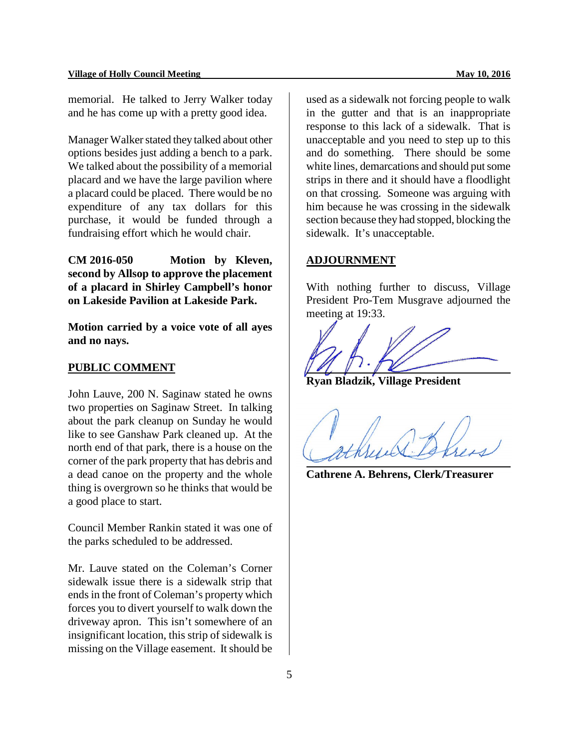memorial. He talked to Jerry Walker today and he has come up with a pretty good idea.

Manager Walker stated they talked about other options besides just adding a bench to a park. We talked about the possibility of a memorial placard and we have the large pavilion where a placard could be placed. There would be no expenditure of any tax dollars for this purchase, it would be funded through a fundraising effort which he would chair.

**CM 2016-050 Motion by Kleven, second by Allsop to approve the placement of a placard in Shirley Campbell's honor on Lakeside Pavilion at Lakeside Park.**

**Motion carried by a voice vote of all ayes and no nays.**

## PUBLIC COMMENT

John Lauve, 200 N. Saginaw stated he owns two properties on Saginaw Street. In talking about the park cleanup on Sunday he would like to see Ganshaw Park cleaned up. At the north end of that park, there is a house on the corner of the park property that has debris and a dead canoe on the property and the whole thing is overgrown so he thinks that would be a good place to start.

Council Member Rankin stated it was one of the parks scheduled to be addressed.

Mr. Lauve stated on the Coleman's Corner sidewalk issue there is a sidewalk strip that ends in the front of Coleman's property which forces you to divert yourself to walk down the driveway apron. This isn't somewhere of an insignificant location, this strip of sidewalk is missing on the Village easement. It should be used as a sidewalk not forcing people to walk in the gutter and that is an inappropriate response to this lack of a sidewalk. That is unacceptable and you need to step up to this and do something. There should be some white lines, demarcations and should put some strips in there and it should have a floodlight on that crossing. Someone was arguing with him because he was crossing in the sidewalk section because they had stopped, blocking the sidewalk. It's unacceptable.

## ADJOURNMENT

With nothing further to discuss, Village President Pro-Tem Musgrave adjourned the meeting at 19:33.

**Ryan Bladzik, Village President**

**Cathrene A. Behrens, Clerk/Treasurer**